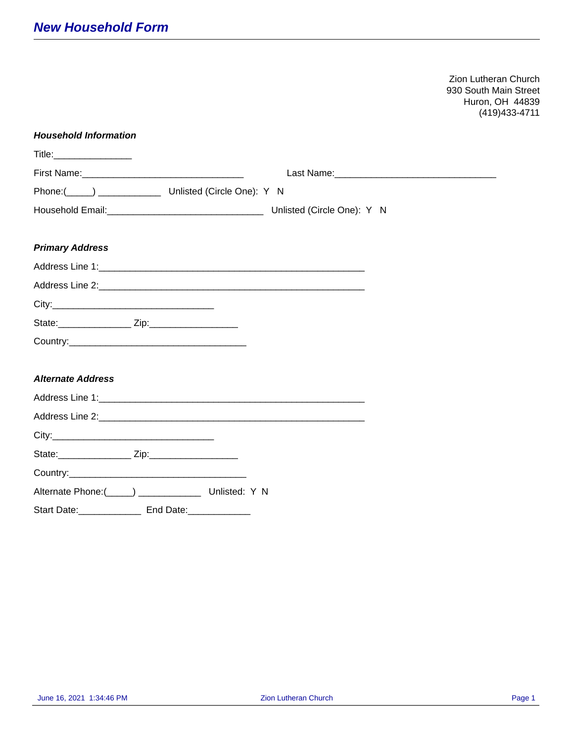# *New Household Form*

Zion Lutheran Church
930 South Main Street
Huron, OH  44839
(419)433-4711

### *Household Information*

Title:_______________

First Name:_______________________________ Last Name:_______________________________

Phone:(_____) ____________ Unlisted (Circle One): Y N

Household Email:______________________________ Unlisted (Circle One): Y N

### *Primary Address*

Address Line 1:___________________________________________________

Address Line 2:___________________________________________________

City:_______________________________

State:______________ Zip:_________________

Country:__________________________________

### *Alternate Address*

Address Line 1:___________________________________________________

Address Line 2:___________________________________________________

City:_______________________________

State:______________ Zip:_________________

Country:__________________________________

Alternate Phone:(_____) ____________ Unlisted: Y N

Start Date:____________ End Date:____________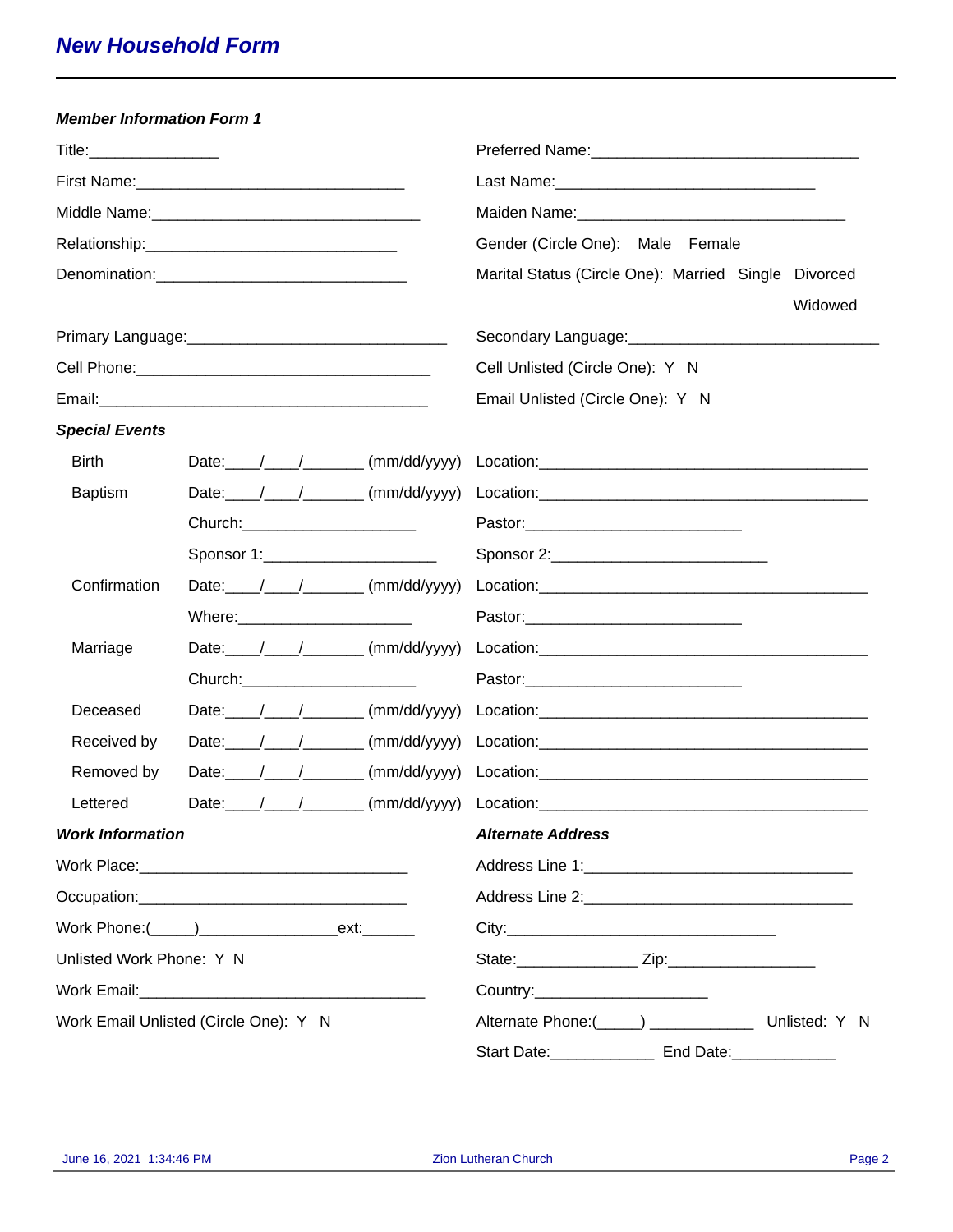## *New Household Form*

---

### *Member Information Form 1*

Title:_______________

Preferred Name:_______________________________

First Name:_______________________________

Last Name:______________________________

Middle Name:_______________________________

Maiden Name:_______________________________

Relationship:_____________________________

Gender (Circle One): Male Female

Denomination:_____________________________

Marital Status (Circle One): Married Single Divorced Widowed

Primary Language:______________________________

Secondary Language:_____________________________

Cell Phone:__________________________________

Cell Unlisted (Circle One): Y N

Email:______________________________________

Email Unlisted (Circle One): Y N

### *Special Events*

Birth Date:____/____/_______ (mm/dd/yyyy) Location:_______________________________________

Baptism Date:____/____/_______ (mm/dd/yyyy) Location:_______________________________________

Church:____________________ Pastor:_________________________

Sponsor 1:____________________ Sponsor 2:_________________________

Confirmation Date:____/____/_______ (mm/dd/yyyy) Location:_______________________________________

Where:____________________ Pastor:_________________________

Marriage Date:____/____/_______ (mm/dd/yyyy) Location:_______________________________________

Church:____________________ Pastor:_________________________

Deceased Date:____/____/_______ (mm/dd/yyyy) Location:_______________________________________

Received by Date:____/____/_______ (mm/dd/yyyy) Location:_______________________________________

Removed by Date:____/____/_______ (mm/dd/yyyy) Location:_______________________________________

Lettered Date:____/____/_______ (mm/dd/yyyy) Location:_______________________________________

### *Work Information*

Work Place:_______________________________

Occupation:_______________________________

Work Phone:(_____)________________ext:______

Unlisted Work Phone: Y N

Work Email:__________________________________

Work Email Unlisted (Circle One): Y N

### *Alternate Address*

Address Line 1:_______________________________

Address Line 2:_______________________________

City:________________________________

State:_____________ Zip:________________

Country:____________________

Alternate Phone:(_____) ___________ Unlisted: Y N

Start Date:____________ End Date:____________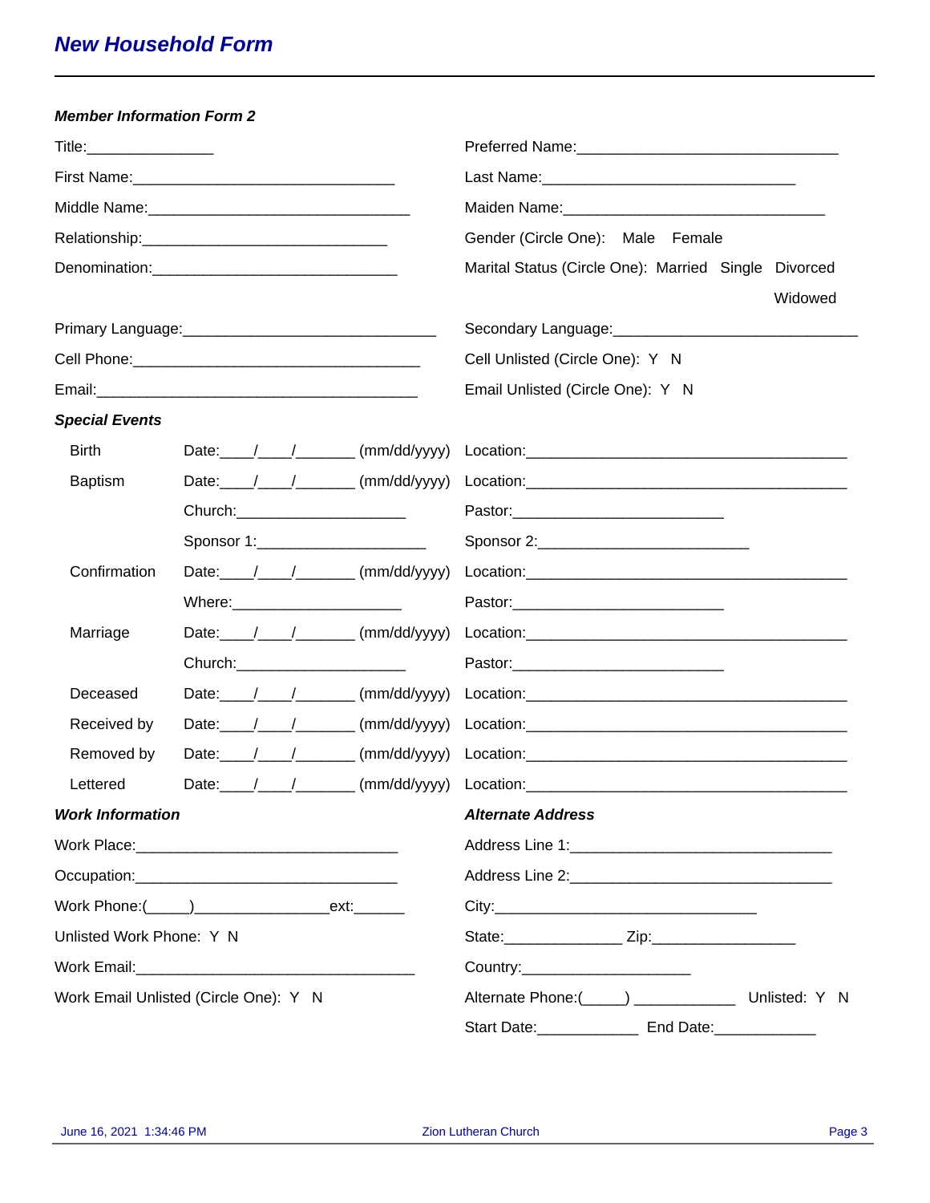# New Household Form

### Member Information Form 2

Title:_______________

Preferred Name:_______________________________

First Name:_______________________________

Last Name:______________________________

Middle Name:_______________________________

Maiden Name:_______________________________

Relationship:_____________________________

Gender (Circle One): Male Female

Denomination:_____________________________

Marital Status (Circle One): Married Single Divorced Widowed

Primary Language:______________________________

Secondary Language:_____________________________

Cell Phone:__________________________________

Cell Unlisted (Circle One): Y N

Email:_______________________________________

Email Unlisted (Circle One): Y N

### Special Events

Birth Date:____/____/_______ (mm/dd/yyyy) Location:______________________________________

Baptism Date:____/____/_______ (mm/dd/yyyy) Location:______________________________________

Church:____________________ Pastor:_________________________

Sponsor 1:____________________ Sponsor 2:_________________________

Confirmation Date:____/____/_______ (mm/dd/yyyy) Location:______________________________________

Where:____________________ Pastor:_________________________

Marriage Date:____/____/_______ (mm/dd/yyyy) Location:______________________________________

Church:____________________ Pastor:_________________________

Deceased Date:____/____/_______ (mm/dd/yyyy) Location:______________________________________

Received by Date:____/____/_______ (mm/dd/yyyy) Location:______________________________________

Removed by Date:____/____/_______ (mm/dd/yyyy) Location:______________________________________

Lettered Date:____/____/_______ (mm/dd/yyyy) Location:______________________________________

### Work Information

Work Place:_______________________________

Occupation:_______________________________

Work Phone:(_____)________________ext:______

Unlisted Work Phone: Y N

Work Email:__________________________________

Work Email Unlisted (Circle One): Y N

### Alternate Address

Address Line 1:_______________________________

Address Line 2:_______________________________

City:_______________________________

State:______________ Zip:_________________

Country:____________________

Alternate Phone:(_____) ____________ Unlisted: Y N

Start Date:____________ End Date:____________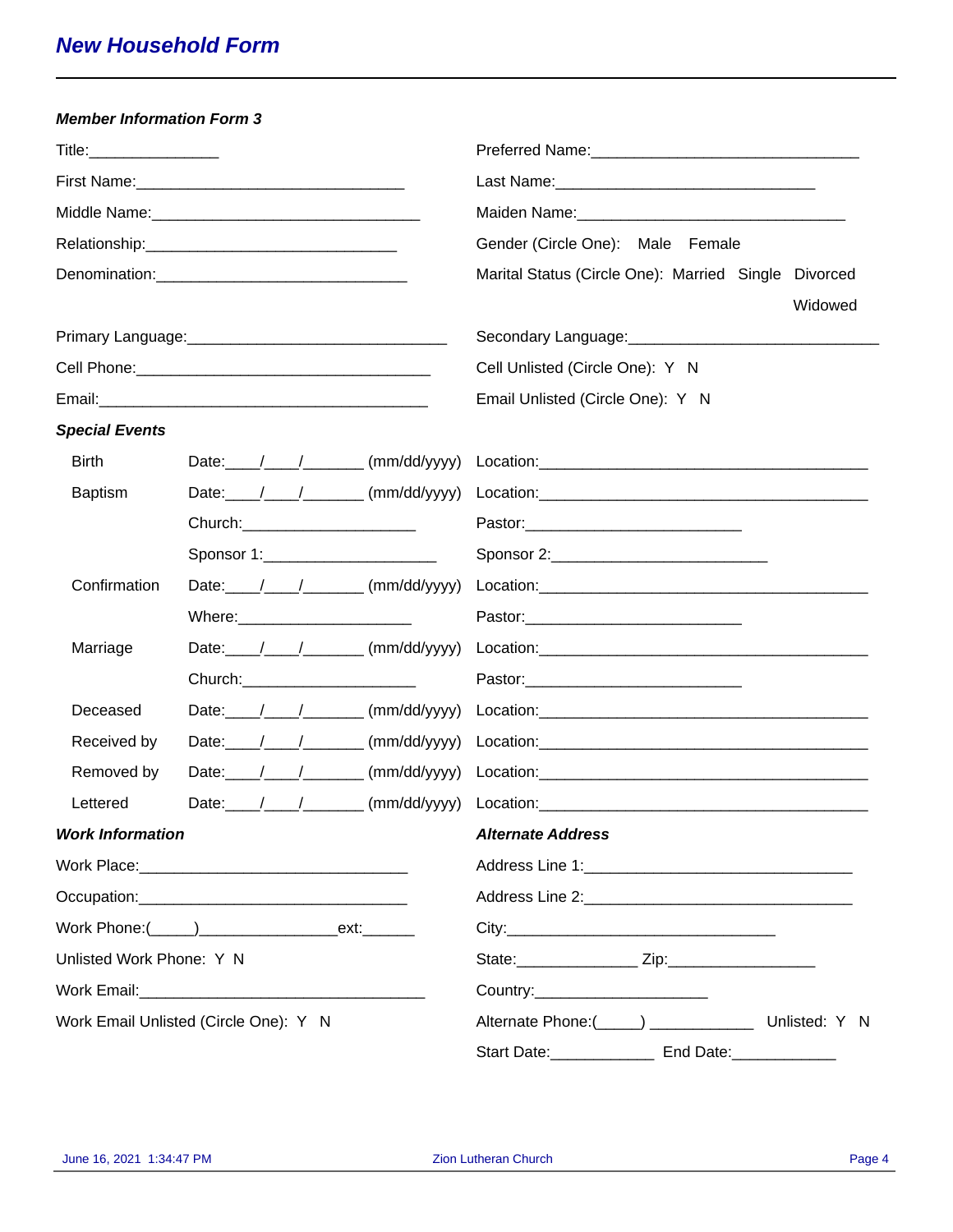## New Household Form

### Member Information Form 3

Title:_______________

Preferred Name:______________________________

First Name:______________________________

Last Name:_____________________________

Middle Name:______________________________

Maiden Name:______________________________

Relationship:____________________________

Gender (Circle One): Male Female

Denomination:____________________________

Marital Status (Circle One): Married Single Divorced Widowed

Primary Language:_____________________________

Secondary Language:____________________________

Cell Phone:_________________________________

Cell Unlisted (Circle One): Y N

Email:______________________________________

Email Unlisted (Circle One): Y N

### Special Events

Birth Date:____/____/_______ (mm/dd/yyyy) Location:______________________________________

Baptism Date:____/____/_______ (mm/dd/yyyy) Location:______________________________________

Church:____________________ Pastor:_________________________

Sponsor 1:____________________ Sponsor 2:_________________________

Confirmation Date:____/____/_______ (mm/dd/yyyy) Location:______________________________________

Where:____________________ Pastor:_________________________

Marriage Date:____/____/_______ (mm/dd/yyyy) Location:______________________________________

Church:____________________ Pastor:_________________________

Deceased Date:____/____/_______ (mm/dd/yyyy) Location:______________________________________

Received by Date:____/____/_______ (mm/dd/yyyy) Location:______________________________________

Removed by Date:____/____/_______ (mm/dd/yyyy) Location:______________________________________

Lettered Date:____/____/_______ (mm/dd/yyyy) Location:______________________________________

### Work Information

Work Place:______________________________

Occupation:______________________________

Work Phone:(_____)________________ext:______

Unlisted Work Phone: Y N

Work Email:_________________________________

Work Email Unlisted (Circle One): Y N

### Alternate Address

Address Line 1:______________________________

Address Line 2:______________________________

City:______________________________

State:______________ Zip:_________________

Country:____________________

Alternate Phone:(_____) ____________ Unlisted: Y N

Start Date:____________ End Date:____________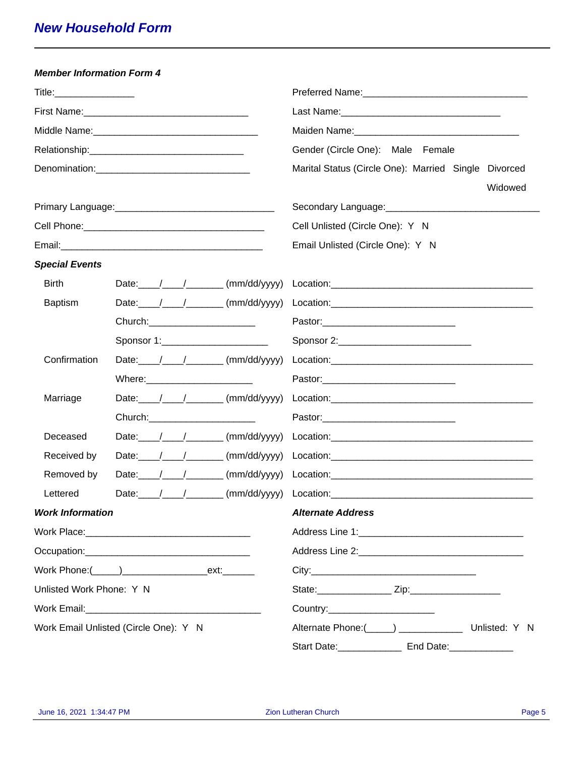# New Household Form

### Member Information Form 4

Title:_______________

Preferred Name:_______________________________

First Name:_______________________________

Last Name:______________________________

Middle Name:_______________________________

Maiden Name:_______________________________

Relationship:_____________________________

Gender (Circle One): Male Female

Denomination:_____________________________

Marital Status (Circle One): Married Single Divorced Widowed

Primary Language:______________________________

Secondary Language:_____________________________

Cell Phone:__________________________________

Cell Unlisted (Circle One): Y N

Email:________________________________________

Email Unlisted (Circle One): Y N

### Special Events

| | | |
|---|---|---|
| Birth | Date:____/____/_______ (mm/dd/yyyy) | Location:_______________________________________ |
| Baptism | Date:____/____/_______ (mm/dd/yyyy) | Location:_______________________________________ |
| | Church:____________________ | Pastor:_________________________ |
| | Sponsor 1:____________________ | Sponsor 2:_________________________ |
| Confirmation | Date:____/____/_______ (mm/dd/yyyy) | Location:_______________________________________ |
| | Where:____________________ | Pastor:_________________________ |
| Marriage | Date:____/____/_______ (mm/dd/yyyy) | Location:_______________________________________ |
| | Church:____________________ | Pastor:_________________________ |
| Deceased | Date:____/____/_______ (mm/dd/yyyy) | Location:_______________________________________ |
| Received by | Date:____/____/_______ (mm/dd/yyyy) | Location:_______________________________________ |
| Removed by | Date:____/____/_______ (mm/dd/yyyy) | Location:_______________________________________ |
| Lettered | Date:____/____/_______ (mm/dd/yyyy) | Location:_______________________________________ |

### Work Information

Work Place:_______________________________

Occupation:_______________________________

Work Phone:(_____)________________ext:______

Unlisted Work Phone: Y N

Work Email:__________________________________

Work Email Unlisted (Circle One): Y N

### Alternate Address

Address Line 1:_______________________________

Address Line 2:_______________________________

City:_______________________________

State:______________ Zip:_________________

Country:____________________

Alternate Phone:(_____) ____________ Unlisted: Y N

Start Date:____________ End Date:____________